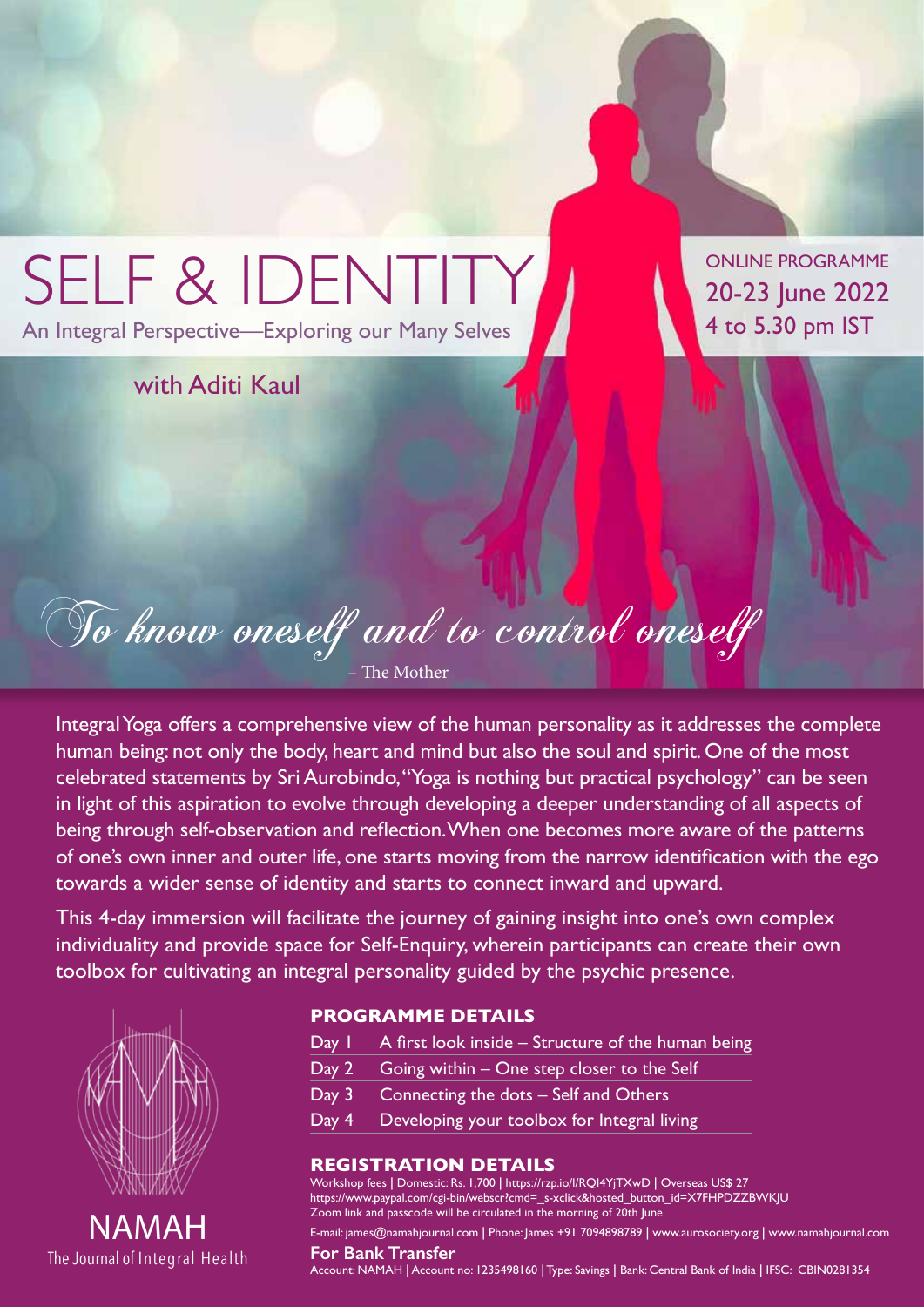# SELF & IDENTITY

An Integral Perspective—Exploring our Many Selves

with Aditi Kaul

ONLINE PROGRAMME
20-23 June 2022
4 to 5.30 pm IST

*To know oneself and to control oneself*

– The Mother

Integral Yoga offers a comprehensive view of the human personality as it addresses the complete human being: not only the body, heart and mind but also the soul and spirit. One of the most celebrated statements by Sri Aurobindo, "Yoga is nothing but practical psychology" can be seen in light of this aspiration to evolve through developing a deeper understanding of all aspects of being through self-observation and reflection. When one becomes more aware of the patterns of one's own inner and outer life, one starts moving from the narrow identification with the ego towards a wider sense of identity and starts to connect inward and upward.

This 4-day immersion will facilitate the journey of gaining insight into one's own complex individuality and provide space for Self-Enquiry, wherein participants can create their own toolbox for cultivating an integral personality guided by the psychic presence.

## PROGRAMME DETAILS

| | |
|---|---|
| Day 1 | A first look inside – Structure of the human being |
| Day 2 | Going within – One step closer to the Self |
| Day 3 | Connecting the dots – Self and Others |
| Day 4 | Developing your toolbox for Integral living |

## REGISTRATION DETAILS

Workshop fees | Domestic: Rs. 1,700 | https://rzp.io/l/RQI4YjTXwD | Overseas US$ 27
https://www.paypal.com/cgi-bin/webscr?cmd=_s-xclick&hosted_button_id=X7FHPDZZBWKJU
Zoom link and passcode will be circulated in the morning of 20th June

E-mail: james@namahjournal.com | Phone: James +91 7094898789 | www.aurosociety.org | www.namahjournal.com

**For Bank Transfer**

Account: NAMAH | Account no: 1235498160 | Type: Savings | Bank: Central Bank of India | IFSC: CBIN0281354

NAMAH
The Journal of Integral Health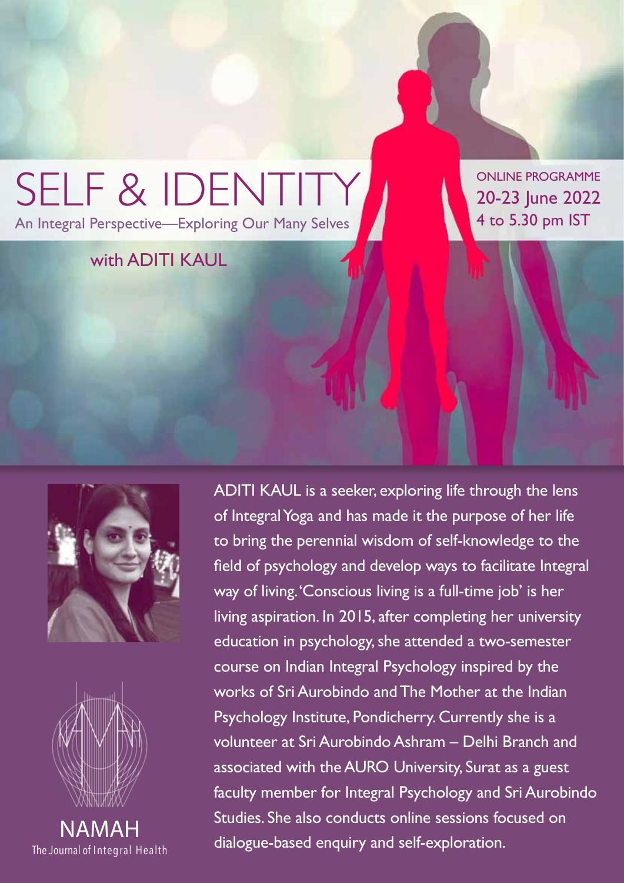# SELF & IDENTITY

An Integral Perspective—Exploring Our Many Selves

with ADITI KAUL

ONLINE PROGRAMME
20-23 June 2022
4 to 5.30 pm IST

ADITI KAUL is a seeker, exploring life through the lens of Integral Yoga and has made it the purpose of her life to bring the perennial wisdom of self-knowledge to the field of psychology and develop ways to facilitate Integral way of living. 'Conscious living is a full-time job' is her living aspiration. In 2015, after completing her university education in psychology, she attended a two-semester course on Indian Integral Psychology inspired by the works of Sri Aurobindo and The Mother at the Indian Psychology Institute, Pondicherry. Currently she is a volunteer at Sri Aurobindo Ashram – Delhi Branch and associated with the AURO University, Surat as a guest faculty member for Integral Psychology and Sri Aurobindo Studies. She also conducts online sessions focused on dialogue-based enquiry and self-exploration.

NAMAH
The Journal of Integral Health